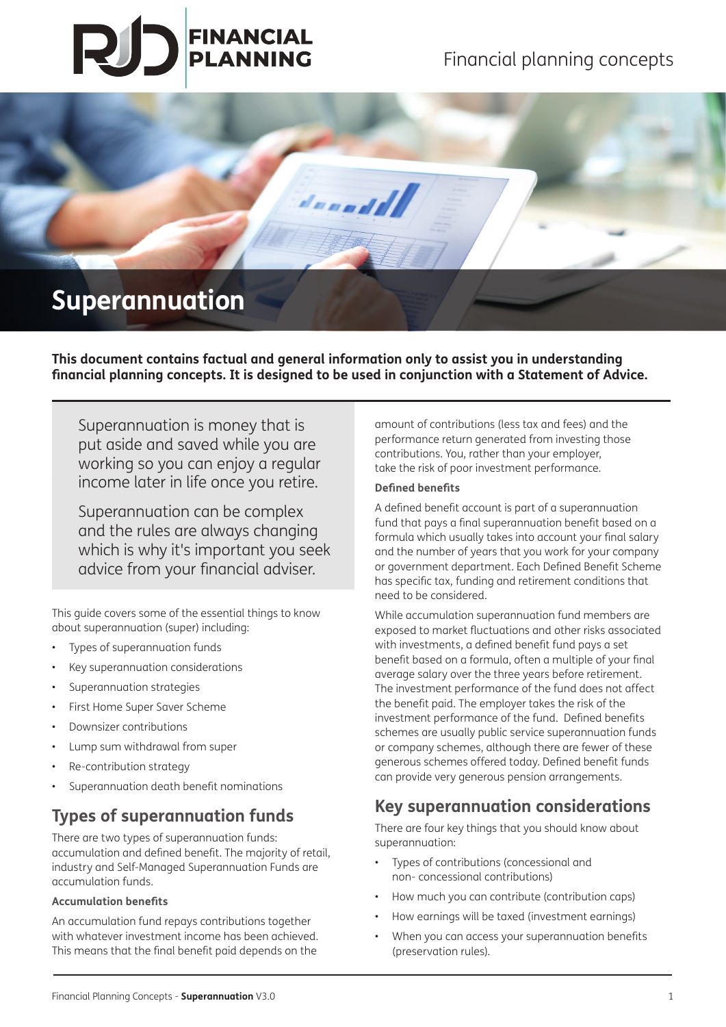# Superannuation

**This document contains factual and general information only to assist you in understanding financial planning concepts. It is designed to be used in conjunction with a Statement of Advice.**

Superannuation is money that is put aside and saved while you are working so you can enjoy a regular income later in life once you retire.

Superannuation can be complex and the rules are always changing which is why it's important you seek advice from your financial adviser.

This guide covers some of the essential things to know about superannuation (super) including:

- Types of superannuation funds
- Key superannuation considerations
- Superannuation strategies
- First Home Super Saver Scheme
- Downsizer contributions
- Lump sum withdrawal from super
- Re-contribution strategy
- Superannuation death benefit nominations

## Types of superannuation funds

There are two types of superannuation funds: accumulation and defined benefit. The majority of retail, industry and Self-Managed Superannuation Funds are accumulation funds.

### Accumulation benefits

An accumulation fund repays contributions together with whatever investment income has been achieved. This means that the final benefit paid depends on the amount of contributions (less tax and fees) and the performance return generated from investing those contributions. You, rather than your employer, take the risk of poor investment performance.

### Defined benefits

A defined benefit account is part of a superannuation fund that pays a final superannuation benefit based on a formula which usually takes into account your final salary and the number of years that you work for your company or government department. Each Defined Benefit Scheme has specific tax, funding and retirement conditions that need to be considered.

While accumulation superannuation fund members are exposed to market fluctuations and other risks associated with investments, a defined benefit fund pays a set benefit based on a formula, often a multiple of your final average salary over the three years before retirement. The investment performance of the fund does not affect the benefit paid. The employer takes the risk of the investment performance of the fund. Defined benefits schemes are usually public service superannuation funds or company schemes, although there are fewer of these generous schemes offered today. Defined benefit funds can provide very generous pension arrangements.

## Key superannuation considerations

There are four key things that you should know about superannuation:

- Types of contributions (concessional and non- concessional contributions)
- How much you can contribute (contribution caps)
- How earnings will be taxed (investment earnings)
- When you can access your superannuation benefits (preservation rules).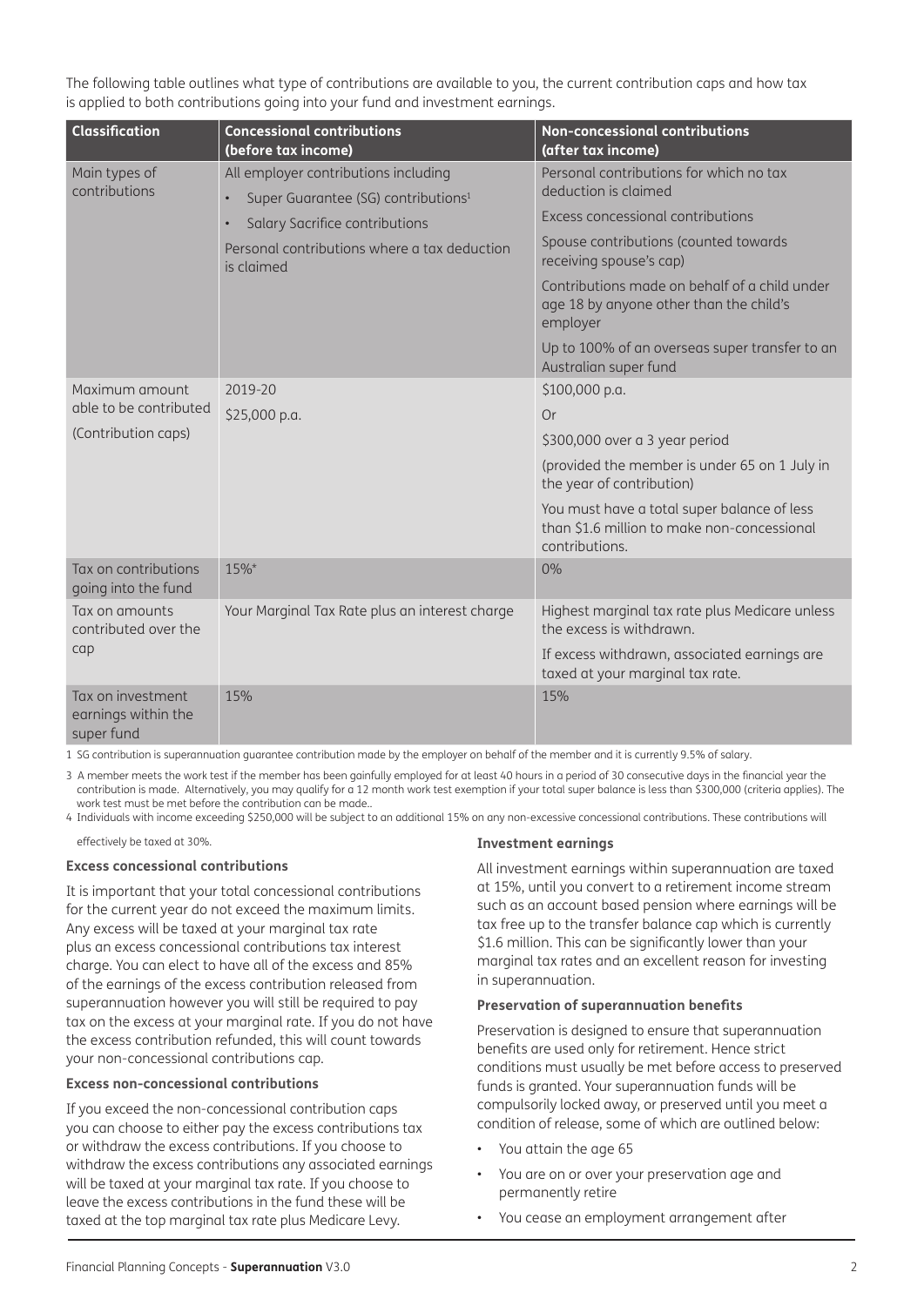The following table outlines what type of contributions are available to you, the current contribution caps and how tax is applied to both contributions going into your fund and investment earnings.

| Classification | Concessional contributions (before tax income) | Non-concessional contributions (after tax income) |
|---|---|---|
| Main types of contributions | All employer contributions including<br>• Super Guarantee (SG) contributions[1]<br>• Salary Sacrifice contributions<br>Personal contributions where a tax deduction is claimed | Personal contributions for which no tax deduction is claimed<br>Excess concessional contributions<br>Spouse contributions (counted towards receiving spouse's cap)<br>Contributions made on behalf of a child under age 18 by anyone other than the child's employer<br>Up to 100% of an overseas super transfer to an Australian super fund |
| Maximum amount able to be contributed<br>(Contribution caps) | 2019-20<br>$25,000 p.a. | $100,000 p.a.<br>Or<br>$300,000 over a 3 year period<br>(provided the member is under 65 on 1 July in the year of contribution)<br>You must have a total super balance of less than $1.6 million to make non-concessional contributions. |
| Tax on contributions going into the fund | 15%* | 0% |
| Tax on amounts contributed over the cap | Your Marginal Tax Rate plus an interest charge | Highest marginal tax rate plus Medicare unless the excess is withdrawn.<br>If excess withdrawn, associated earnings are taxed at your marginal tax rate. |
| Tax on investment earnings within the super fund | 15% | 15% |

1 SG contribution is superannuation guarantee contribution made by the employer on behalf of the member and it is currently 9.5% of salary.

3 A member meets the work test if the member has been gainfully employed for at least 40 hours in a period of 30 consecutive days in the financial year the contribution is made. Alternatively, you may qualify for a 12 month work test exemption if your total super balance is less than $300,000 (criteria applies). The work test must be met before the contribution can be made..

4 Individuals with income exceeding $250,000 will be subject to an additional 15% on any non-excessive concessional contributions. These contributions will effectively be taxed at 30%.

**Excess concessional contributions**

It is important that your total concessional contributions for the current year do not exceed the maximum limits. Any excess will be taxed at your marginal tax rate plus an excess concessional contributions tax interest charge. You can elect to have all of the excess and 85% of the earnings of the excess contribution released from superannuation however you will still be required to pay tax on the excess at your marginal rate. If you do not have the excess contribution refunded, this will count towards your non-concessional contributions cap.

**Excess non-concessional contributions**

If you exceed the non-concessional contribution caps you can choose to either pay the excess contributions tax or withdraw the excess contributions. If you choose to withdraw the excess contributions any associated earnings will be taxed at your marginal tax rate. If you choose to leave the excess contributions in the fund these will be taxed at the top marginal tax rate plus Medicare Levy.

**Investment earnings**

All investment earnings within superannuation are taxed at 15%, until you convert to a retirement income stream such as an account based pension where earnings will be tax free up to the transfer balance cap which is currently $1.6 million. This can be significantly lower than your marginal tax rates and an excellent reason for investing in superannuation.

**Preservation of superannuation benefits**

Preservation is designed to ensure that superannuation benefits are used only for retirement. Hence strict conditions must usually be met before access to preserved funds is granted. Your superannuation funds will be compulsorily locked away, or preserved until you meet a condition of release, some of which are outlined below:

- You attain the age 65
- You are on or over your preservation age and permanently retire
- You cease an employment arrangement after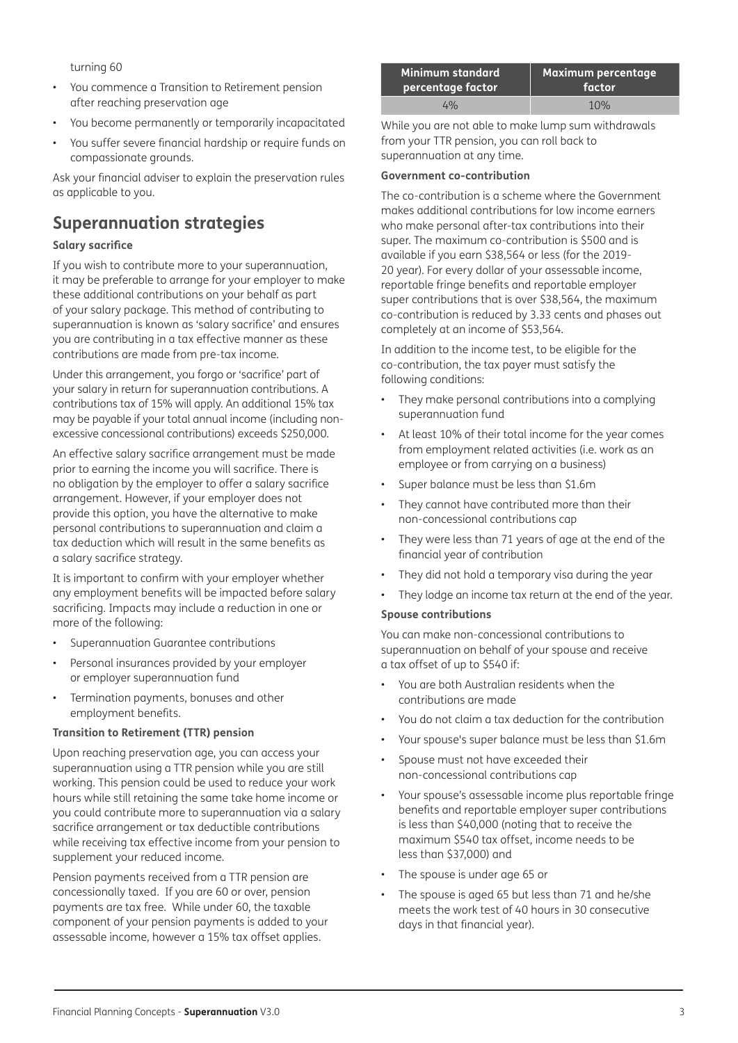turning 60

- You commence a Transition to Retirement pension after reaching preservation age
- You become permanently or temporarily incapacitated
- You suffer severe financial hardship or require funds on compassionate grounds.

Ask your financial adviser to explain the preservation rules as applicable to you.

## Superannuation strategies

**Salary sacrifice**

If you wish to contribute more to your superannuation, it may be preferable to arrange for your employer to make these additional contributions on your behalf as part of your salary package. This method of contributing to superannuation is known as 'salary sacrifice' and ensures you are contributing in a tax effective manner as these contributions are made from pre-tax income.

Under this arrangement, you forgo or 'sacrifice' part of your salary in return for superannuation contributions. A contributions tax of 15% will apply. An additional 15% tax may be payable if your total annual income (including non-excessive concessional contributions) exceeds $250,000.

An effective salary sacrifice arrangement must be made prior to earning the income you will sacrifice. There is no obligation by the employer to offer a salary sacrifice arrangement. However, if your employer does not provide this option, you have the alternative to make personal contributions to superannuation and claim a tax deduction which will result in the same benefits as a salary sacrifice strategy.

It is important to confirm with your employer whether any employment benefits will be impacted before salary sacrificing. Impacts may include a reduction in one or more of the following:

- Superannuation Guarantee contributions
- Personal insurances provided by your employer or employer superannuation fund
- Termination payments, bonuses and other employment benefits.

**Transition to Retirement (TTR) pension**

Upon reaching preservation age, you can access your superannuation using a TTR pension while you are still working. This pension could be used to reduce your work hours while still retaining the same take home income or you could contribute more to superannuation via a salary sacrifice arrangement or tax deductible contributions while receiving tax effective income from your pension to supplement your reduced income.

Pension payments received from a TTR pension are concessionally taxed. If you are 60 or over, pension payments are tax free. While under 60, the taxable component of your pension payments is added to your assessable income, however a 15% tax offset applies.

| Minimum standard percentage factor | Maximum percentage factor |
|---|---|
| 4% | 10% |

While you are not able to make lump sum withdrawals from your TTR pension, you can roll back to superannuation at any time.

**Government co-contribution**

The co-contribution is a scheme where the Government makes additional contributions for low income earners who make personal after-tax contributions into their super. The maximum co-contribution is $500 and is available if you earn $38,564 or less (for the 2019-20 year). For every dollar of your assessable income, reportable fringe benefits and reportable employer super contributions that is over $38,564, the maximum co-contribution is reduced by 3.33 cents and phases out completely at an income of $53,564.

In addition to the income test, to be eligible for the co-contribution, the tax payer must satisfy the following conditions:

- They make personal contributions into a complying superannuation fund
- At least 10% of their total income for the year comes from employment related activities (i.e. work as an employee or from carrying on a business)
- Super balance must be less than $1.6m
- They cannot have contributed more than their non-concessional contributions cap
- They were less than 71 years of age at the end of the financial year of contribution
- They did not hold a temporary visa during the year
- They lodge an income tax return at the end of the year.

**Spouse contributions**

You can make non-concessional contributions to superannuation on behalf of your spouse and receive a tax offset of up to $540 if:

- You are both Australian residents when the contributions are made
- You do not claim a tax deduction for the contribution
- Your spouse's super balance must be less than $1.6m
- Spouse must not have exceeded their non-concessional contributions cap
- Your spouse's assessable income plus reportable fringe benefits and reportable employer super contributions is less than $40,000 (noting that to receive the maximum $540 tax offset, income needs to be less than $37,000) and
- The spouse is under age 65 or
- The spouse is aged 65 but less than 71 and he/she meets the work test of 40 hours in 30 consecutive days in that financial year).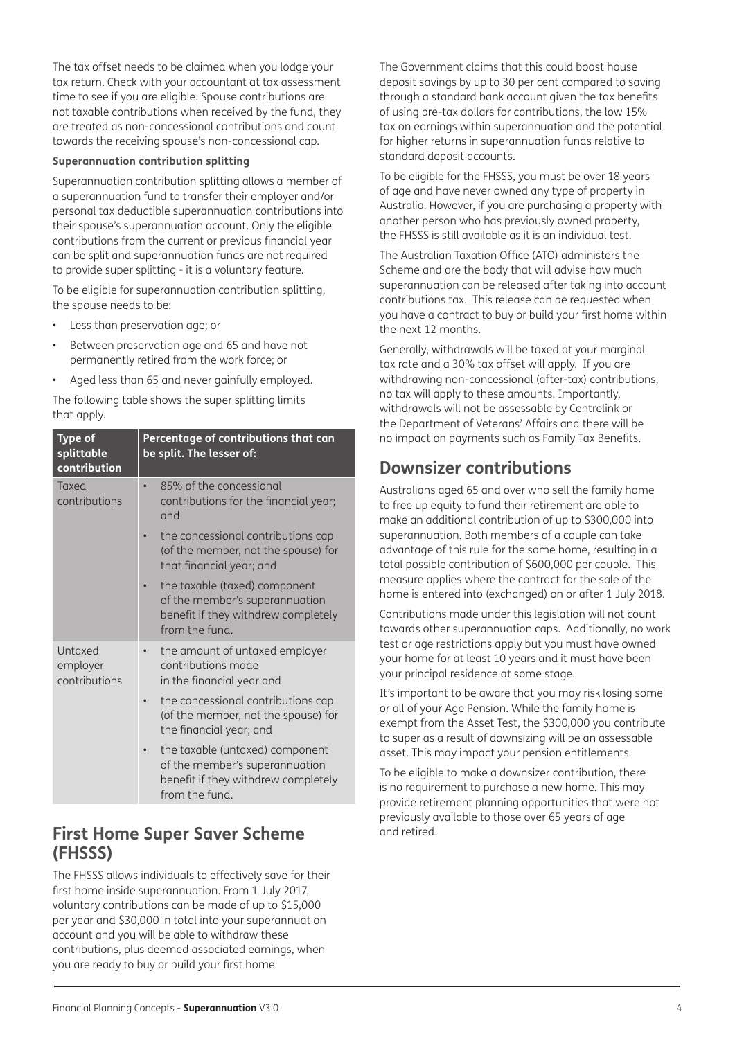The tax offset needs to be claimed when you lodge your tax return. Check with your accountant at tax assessment time to see if you are eligible. Spouse contributions are not taxable contributions when received by the fund, they are treated as non-concessional contributions and count towards the receiving spouse's non-concessional cap.

**Superannuation contribution splitting**

Superannuation contribution splitting allows a member of a superannuation fund to transfer their employer and/or personal tax deductible superannuation contributions into their spouse's superannuation account. Only the eligible contributions from the current or previous financial year can be split and superannuation funds are not required to provide super splitting - it is a voluntary feature.

To be eligible for superannuation contribution splitting, the spouse needs to be:

- Less than preservation age; or
- Between preservation age and 65 and have not permanently retired from the work force; or
- Aged less than 65 and never gainfully employed.

The following table shows the super splitting limits that apply.

| Type of splittable contribution | Percentage of contributions that can be split. The lesser of: |
|---|---|
| Taxed contributions | • 85% of the concessional contributions for the financial year; and<br>• the concessional contributions cap (of the member, not the spouse) for that financial year; and<br>• the taxable (taxed) component of the member's superannuation benefit if they withdrew completely from the fund. |
| Untaxed employer contributions | • the amount of untaxed employer contributions made in the financial year and<br>• the concessional contributions cap (of the member, not the spouse) for the financial year; and<br>• the taxable (untaxed) component of the member's superannuation benefit if they withdrew completely from the fund. |

## First Home Super Saver Scheme (FHSSS)

The FHSSS allows individuals to effectively save for their first home inside superannuation. From 1 July 2017, voluntary contributions can be made of up to $15,000 per year and $30,000 in total into your superannuation account and you will be able to withdraw these contributions, plus deemed associated earnings, when you are ready to buy or build your first home.

The Government claims that this could boost house deposit savings by up to 30 per cent compared to saving through a standard bank account given the tax benefits of using pre-tax dollars for contributions, the low 15% tax on earnings within superannuation and the potential for higher returns in superannuation funds relative to standard deposit accounts.

To be eligible for the FHSSS, you must be over 18 years of age and have never owned any type of property in Australia. However, if you are purchasing a property with another person who has previously owned property, the FHSSS is still available as it is an individual test.

The Australian Taxation Office (ATO) administers the Scheme and are the body that will advise how much superannuation can be released after taking into account contributions tax. This release can be requested when you have a contract to buy or build your first home within the next 12 months.

Generally, withdrawals will be taxed at your marginal tax rate and a 30% tax offset will apply. If you are withdrawing non-concessional (after-tax) contributions, no tax will apply to these amounts. Importantly, withdrawals will not be assessable by Centrelink or the Department of Veterans' Affairs and there will be no impact on payments such as Family Tax Benefits.

## Downsizer contributions

Australians aged 65 and over who sell the family home to free up equity to fund their retirement are able to make an additional contribution of up to $300,000 into superannuation. Both members of a couple can take advantage of this rule for the same home, resulting in a total possible contribution of $600,000 per couple. This measure applies where the contract for the sale of the home is entered into (exchanged) on or after 1 July 2018.

Contributions made under this legislation will not count towards other superannuation caps. Additionally, no work test or age restrictions apply but you must have owned your home for at least 10 years and it must have been your principal residence at some stage.

It's important to be aware that you may risk losing some or all of your Age Pension. While the family home is exempt from the Asset Test, the $300,000 you contribute to super as a result of downsizing will be an assessable asset. This may impact your pension entitlements.

To be eligible to make a downsizer contribution, there is no requirement to purchase a new home. This may provide retirement planning opportunities that were not previously available to those over 65 years of age and retired.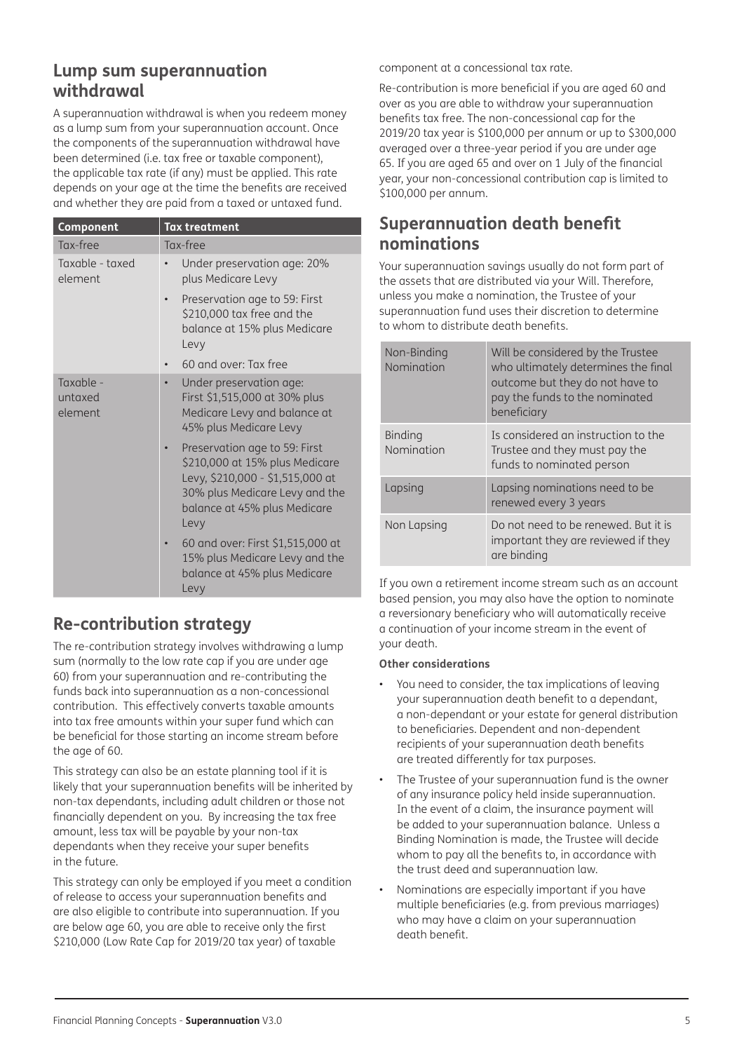## Lump sum superannuation withdrawal

A superannuation withdrawal is when you redeem money as a lump sum from your superannuation account. Once the components of the superannuation withdrawal have been determined (i.e. tax free or taxable component), the applicable tax rate (if any) must be applied. This rate depends on your age at the time the benefits are received and whether they are paid from a taxed or untaxed fund.

| Component | Tax treatment |
|---|---|
| Tax-free | Tax-free |
| Taxable - taxed element | • Under preservation age: 20% plus Medicare Levy<br>• Preservation age to 59: First $210,000 tax free and the balance at 15% plus Medicare Levy<br>• 60 and over: Tax free |
| Taxable - untaxed element | • Under preservation age: First $1,515,000 at 30% plus Medicare Levy and balance at 45% plus Medicare Levy<br>• Preservation age to 59: First $210,000 at 15% plus Medicare Levy, $210,000 - $1,515,000 at 30% plus Medicare Levy and the balance at 45% plus Medicare Levy<br>• 60 and over: First $1,515,000 at 15% plus Medicare Levy and the balance at 45% plus Medicare Levy |

## Re-contribution strategy

The re-contribution strategy involves withdrawing a lump sum (normally to the low rate cap if you are under age 60) from your superannuation and re-contributing the funds back into superannuation as a non-concessional contribution. This effectively converts taxable amounts into tax free amounts within your super fund which can be beneficial for those starting an income stream before the age of 60.

This strategy can also be an estate planning tool if it is likely that your superannuation benefits will be inherited by non-tax dependants, including adult children or those not financially dependent on you. By increasing the tax free amount, less tax will be payable by your non-tax dependants when they receive your super benefits in the future.

This strategy can only be employed if you meet a condition of release to access your superannuation benefits and are also eligible to contribute into superannuation. If you are below age 60, you are able to receive only the first $210,000 (Low Rate Cap for 2019/20 tax year) of taxable component at a concessional tax rate.

Re-contribution is more beneficial if you are aged 60 and over as you are able to withdraw your superannuation benefits tax free. The non-concessional cap for the 2019/20 tax year is $100,000 per annum or up to $300,000 averaged over a three-year period if you are under age 65. If you are aged 65 and over on 1 July of the financial year, your non-concessional contribution cap is limited to $100,000 per annum.

## Superannuation death benefit nominations

Your superannuation savings usually do not form part of the assets that are distributed via your Will. Therefore, unless you make a nomination, the Trustee of your superannuation fund uses their discretion to determine to whom to distribute death benefits.

| | |
|---|---|
| Non-Binding Nomination | Will be considered by the Trustee who ultimately determines the final outcome but they do not have to pay the funds to the nominated beneficiary |
| Binding Nomination | Is considered an instruction to the Trustee and they must pay the funds to nominated person |
| Lapsing | Lapsing nominations need to be renewed every 3 years |
| Non Lapsing | Do not need to be renewed. But it is important they are reviewed if they are binding |

If you own a retirement income stream such as an account based pension, you may also have the option to nominate a reversionary beneficiary who will automatically receive a continuation of your income stream in the event of your death.

**Other considerations**

- You need to consider, the tax implications of leaving your superannuation death benefit to a dependant, a non-dependant or your estate for general distribution to beneficiaries. Dependent and non-dependent recipients of your superannuation death benefits are treated differently for tax purposes.
- The Trustee of your superannuation fund is the owner of any insurance policy held inside superannuation. In the event of a claim, the insurance payment will be added to your superannuation balance. Unless a Binding Nomination is made, the Trustee will decide whom to pay all the benefits to, in accordance with the trust deed and superannuation law.
- Nominations are especially important if you have multiple beneficiaries (e.g. from previous marriages) who may have a claim on your superannuation death benefit.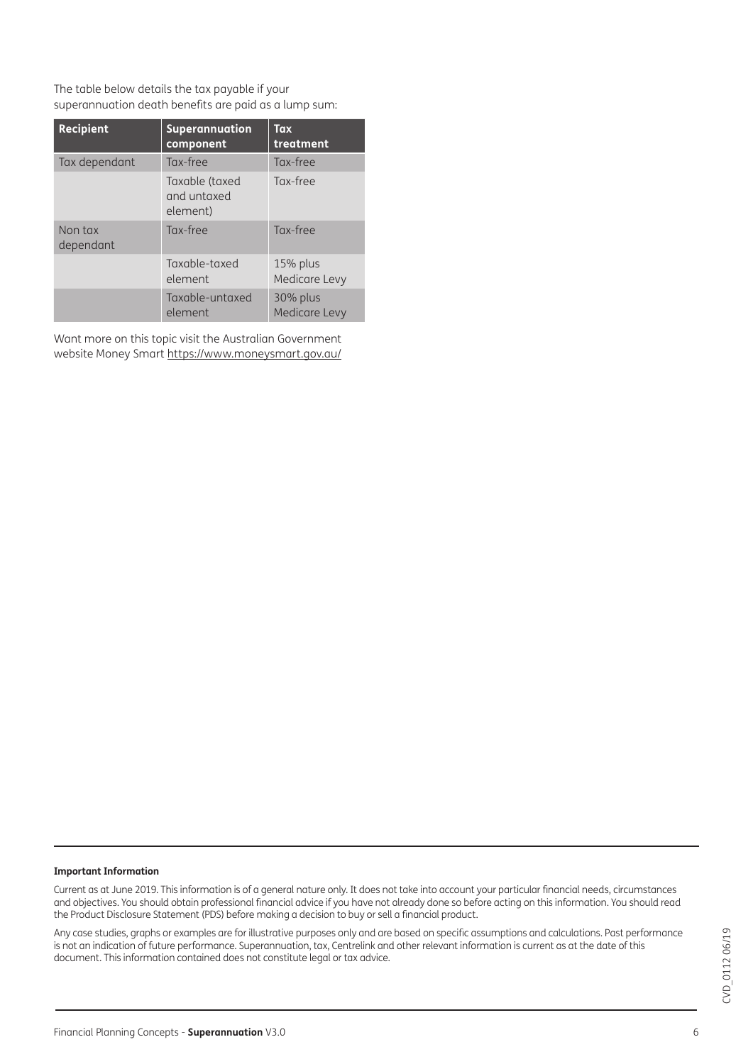The table below details the tax payable if your superannuation death benefits are paid as a lump sum:

| Recipient | Superannuation component | Tax treatment |
| --- | --- | --- |
| Tax dependant | Tax-free | Tax-free |
| | Taxable (taxed and untaxed element) | Tax-free |
| Non tax dependant | Tax-free | Tax-free |
| | Taxable-taxed element | 15% plus Medicare Levy |
| | Taxable-untaxed element | 30% plus Medicare Levy |

Want more on this topic visit the Australian Government website Money Smart https://www.moneysmart.gov.au/

**Important Information**

Current as at June 2019. This information is of a general nature only. It does not take into account your particular financial needs, circumstances and objectives. You should obtain professional financial advice if you have not already done so before acting on this information. You should read the Product Disclosure Statement (PDS) before making a decision to buy or sell a financial product.

Any case studies, graphs or examples are for illustrative purposes only and are based on specific assumptions and calculations. Past performance is not an indication of future performance. Superannuation, tax, Centrelink and other relevant information is current as at the date of this document. This information contained does not constitute legal or tax advice.

CVD_0112 06/19